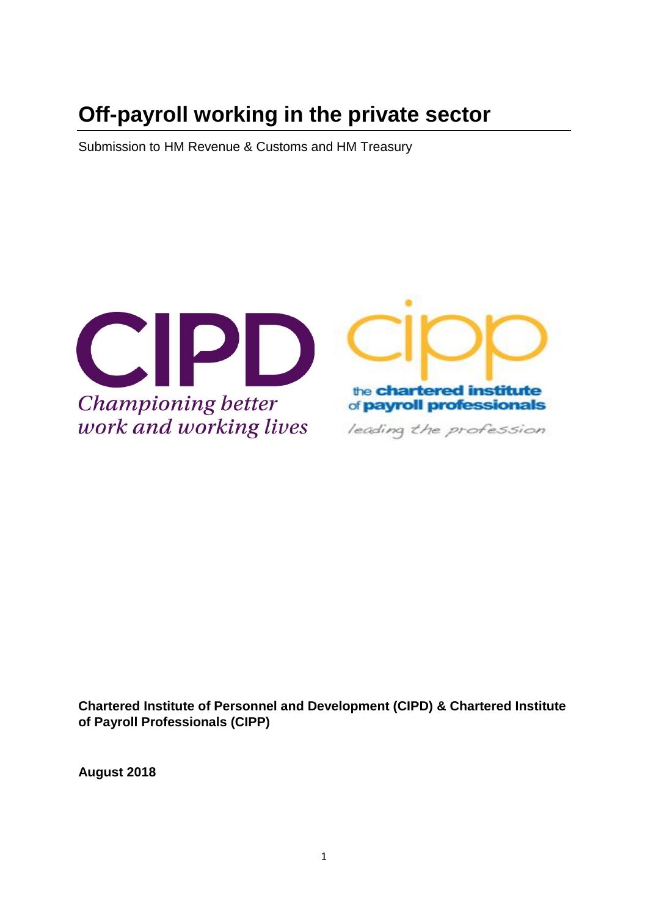# Off-payroll working in the private sector

Submission to HM Revenue & Customs and HM Treasury

**Chartered Institute of Personnel and Development (CIPD) & Chartered Institute of Payroll Professionals (CIPP)**

**August 2018**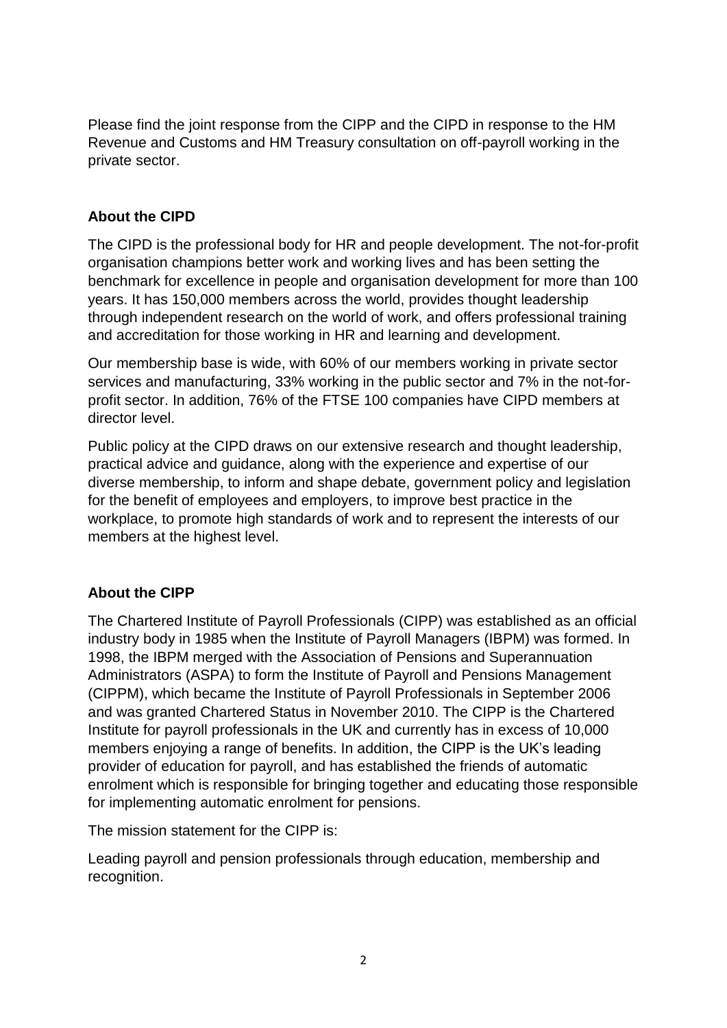Please find the joint response from the CIPP and the CIPD in response to the HM Revenue and Customs and HM Treasury consultation on off-payroll working in the private sector.

## About the CIPD

The CIPD is the professional body for HR and people development. The not-for-profit organisation champions better work and working lives and has been setting the benchmark for excellence in people and organisation development for more than 100 years. It has 150,000 members across the world, provides thought leadership through independent research on the world of work, and offers professional training and accreditation for those working in HR and learning and development.

Our membership base is wide, with 60% of our members working in private sector services and manufacturing, 33% working in the public sector and 7% in the not-for-profit sector. In addition, 76% of the FTSE 100 companies have CIPD members at director level.

Public policy at the CIPD draws on our extensive research and thought leadership, practical advice and guidance, along with the experience and expertise of our diverse membership, to inform and shape debate, government policy and legislation for the benefit of employees and employers, to improve best practice in the workplace, to promote high standards of work and to represent the interests of our members at the highest level.

## About the CIPP

The Chartered Institute of Payroll Professionals (CIPP) was established as an official industry body in 1985 when the Institute of Payroll Managers (IBPM) was formed. In 1998, the IBPM merged with the Association of Pensions and Superannuation Administrators (ASPA) to form the Institute of Payroll and Pensions Management (CIPPM), which became the Institute of Payroll Professionals in September 2006 and was granted Chartered Status in November 2010. The CIPP is the Chartered Institute for payroll professionals in the UK and currently has in excess of 10,000 members enjoying a range of benefits. In addition, the CIPP is the UK's leading provider of education for payroll, and has established the friends of automatic enrolment which is responsible for bringing together and educating those responsible for implementing automatic enrolment for pensions.

The mission statement for the CIPP is:

Leading payroll and pension professionals through education, membership and recognition.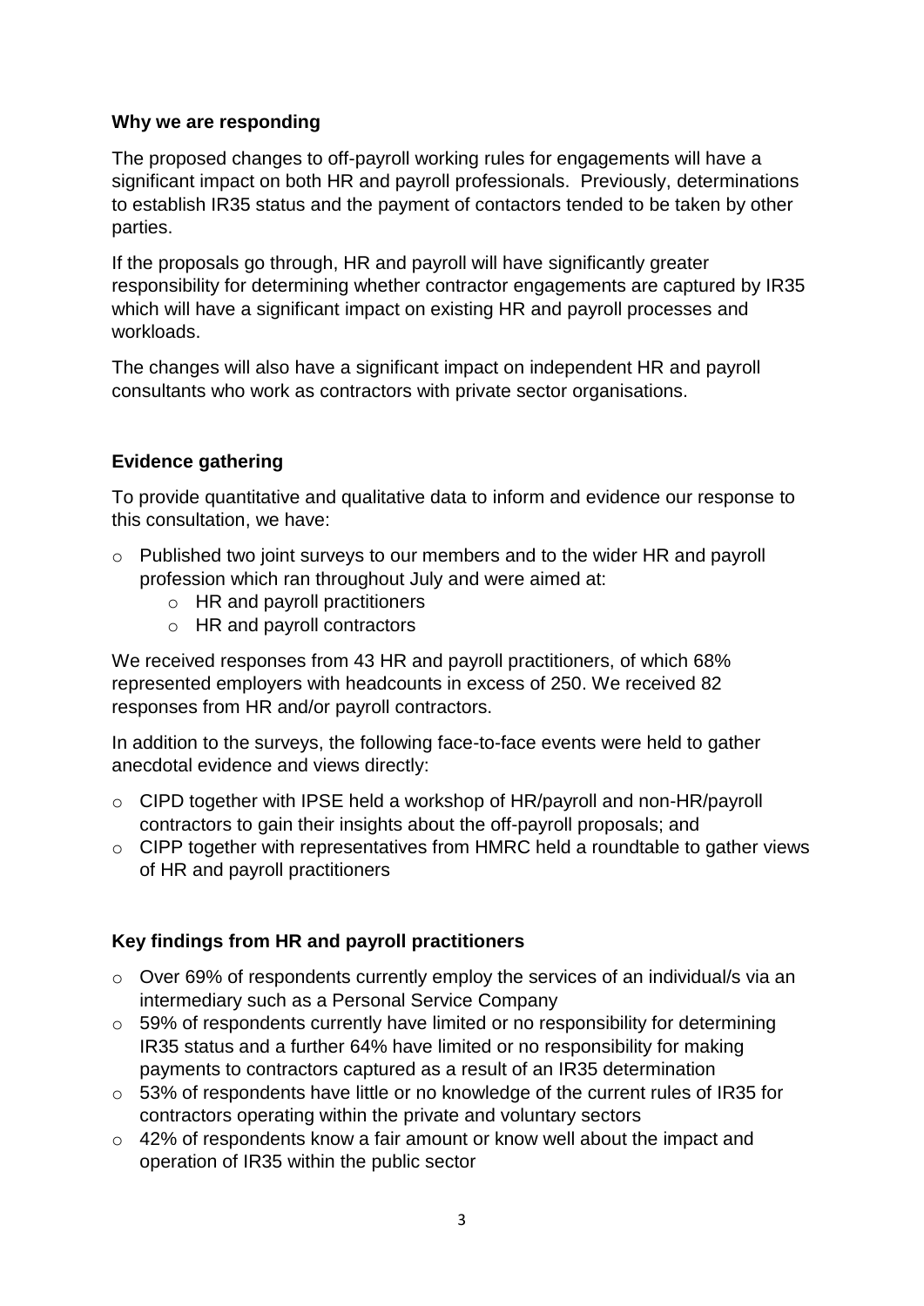**Why we are responding**

The proposed changes to off-payroll working rules for engagements will have a significant impact on both HR and payroll professionals. Previously, determinations to establish IR35 status and the payment of contactors tended to be taken by other parties.

If the proposals go through, HR and payroll will have significantly greater responsibility for determining whether contractor engagements are captured by IR35 which will have a significant impact on existing HR and payroll processes and workloads.

The changes will also have a significant impact on independent HR and payroll consultants who work as contractors with private sector organisations.

**Evidence gathering**

To provide quantitative and qualitative data to inform and evidence our response to this consultation, we have:

- Published two joint surveys to our members and to the wider HR and payroll profession which ran throughout July and were aimed at:
  - HR and payroll practitioners
  - HR and payroll contractors

We received responses from 43 HR and payroll practitioners, of which 68% represented employers with headcounts in excess of 250. We received 82 responses from HR and/or payroll contractors.

In addition to the surveys, the following face-to-face events were held to gather anecdotal evidence and views directly:

- CIPD together with IPSE held a workshop of HR/payroll and non-HR/payroll contractors to gain their insights about the off-payroll proposals; and
- CIPP together with representatives from HMRC held a roundtable to gather views of HR and payroll practitioners

**Key findings from HR and payroll practitioners**

- Over 69% of respondents currently employ the services of an individual/s via an intermediary such as a Personal Service Company
- 59% of respondents currently have limited or no responsibility for determining IR35 status and a further 64% have limited or no responsibility for making payments to contractors captured as a result of an IR35 determination
- 53% of respondents have little or no knowledge of the current rules of IR35 for contractors operating within the private and voluntary sectors
- 42% of respondents know a fair amount or know well about the impact and operation of IR35 within the public sector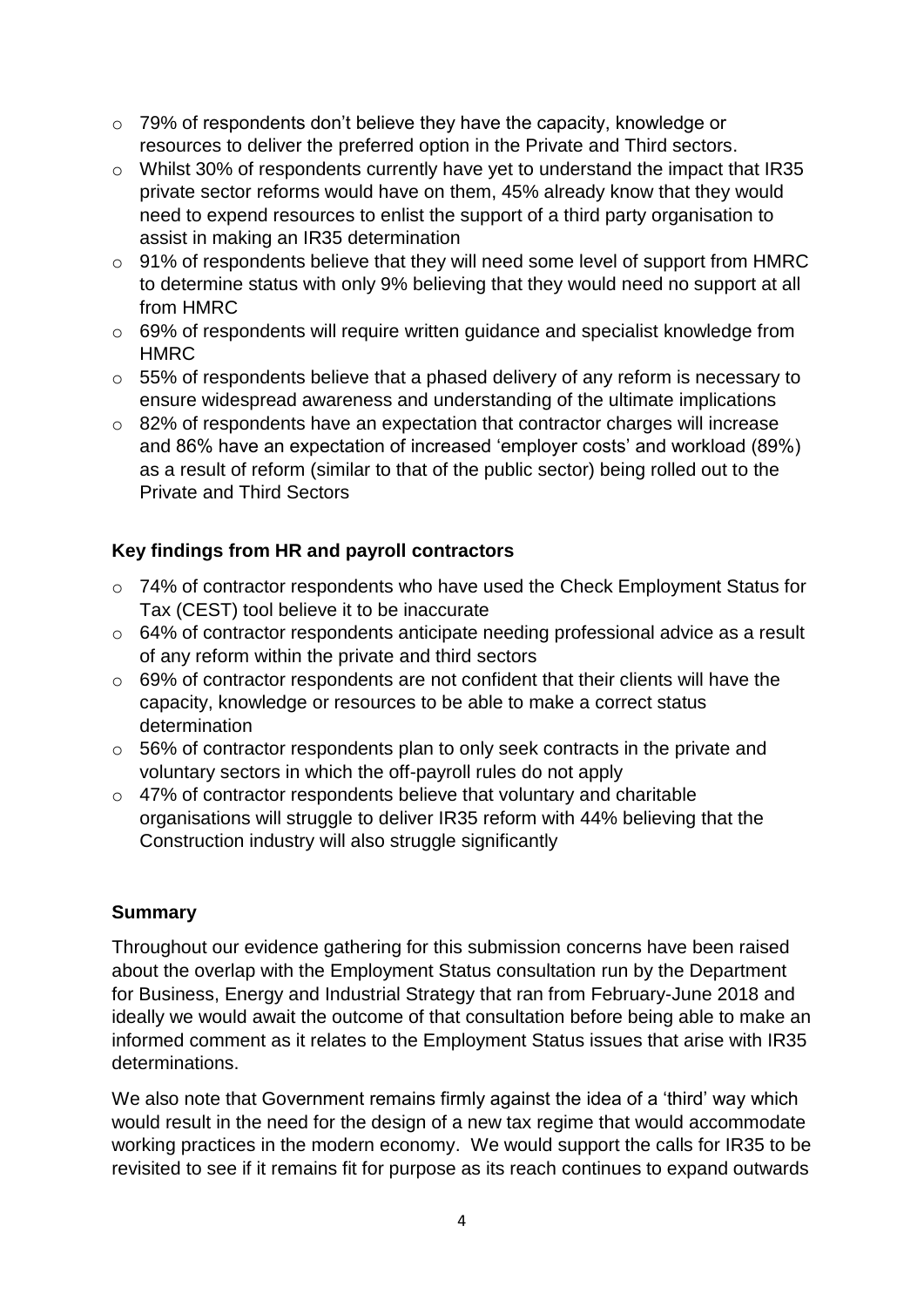- 79% of respondents don't believe they have the capacity, knowledge or resources to deliver the preferred option in the Private and Third sectors.
- Whilst 30% of respondents currently have yet to understand the impact that IR35 private sector reforms would have on them, 45% already know that they would need to expend resources to enlist the support of a third party organisation to assist in making an IR35 determination
- 91% of respondents believe that they will need some level of support from HMRC to determine status with only 9% believing that they would need no support at all from HMRC
- 69% of respondents will require written guidance and specialist knowledge from HMRC
- 55% of respondents believe that a phased delivery of any reform is necessary to ensure widespread awareness and understanding of the ultimate implications
- 82% of respondents have an expectation that contractor charges will increase and 86% have an expectation of increased 'employer costs' and workload (89%) as a result of reform (similar to that of the public sector) being rolled out to the Private and Third Sectors

**Key findings from HR and payroll contractors**

- 74% of contractor respondents who have used the Check Employment Status for Tax (CEST) tool believe it to be inaccurate
- 64% of contractor respondents anticipate needing professional advice as a result of any reform within the private and third sectors
- 69% of contractor respondents are not confident that their clients will have the capacity, knowledge or resources to be able to make a correct status determination
- 56% of contractor respondents plan to only seek contracts in the private and voluntary sectors in which the off-payroll rules do not apply
- 47% of contractor respondents believe that voluntary and charitable organisations will struggle to deliver IR35 reform with 44% believing that the Construction industry will also struggle significantly

**Summary**

Throughout our evidence gathering for this submission concerns have been raised about the overlap with the Employment Status consultation run by the Department for Business, Energy and Industrial Strategy that ran from February-June 2018 and ideally we would await the outcome of that consultation before being able to make an informed comment as it relates to the Employment Status issues that arise with IR35 determinations.

We also note that Government remains firmly against the idea of a 'third' way which would result in the need for the design of a new tax regime that would accommodate working practices in the modern economy. We would support the calls for IR35 to be revisited to see if it remains fit for purpose as its reach continues to expand outwards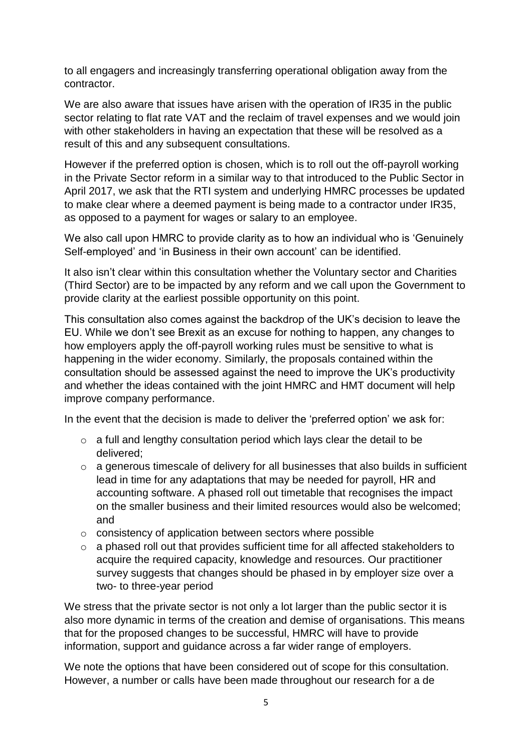to all engagers and increasingly transferring operational obligation away from the contractor.

We are also aware that issues have arisen with the operation of IR35 in the public sector relating to flat rate VAT and the reclaim of travel expenses and we would join with other stakeholders in having an expectation that these will be resolved as a result of this and any subsequent consultations.

However if the preferred option is chosen, which is to roll out the off-payroll working in the Private Sector reform in a similar way to that introduced to the Public Sector in April 2017, we ask that the RTI system and underlying HMRC processes be updated to make clear where a deemed payment is being made to a contractor under IR35, as opposed to a payment for wages or salary to an employee.

We also call upon HMRC to provide clarity as to how an individual who is 'Genuinely Self-employed' and 'in Business in their own account' can be identified.

It also isn't clear within this consultation whether the Voluntary sector and Charities (Third Sector) are to be impacted by any reform and we call upon the Government to provide clarity at the earliest possible opportunity on this point.

This consultation also comes against the backdrop of the UK's decision to leave the EU. While we don't see Brexit as an excuse for nothing to happen, any changes to how employers apply the off-payroll working rules must be sensitive to what is happening in the wider economy. Similarly, the proposals contained within the consultation should be assessed against the need to improve the UK's productivity and whether the ideas contained with the joint HMRC and HMT document will help improve company performance.

In the event that the decision is made to deliver the 'preferred option' we ask for:

- a full and lengthy consultation period which lays clear the detail to be delivered;
- a generous timescale of delivery for all businesses that also builds in sufficient lead in time for any adaptations that may be needed for payroll, HR and accounting software. A phased roll out timetable that recognises the impact on the smaller business and their limited resources would also be welcomed; and
- consistency of application between sectors where possible
- a phased roll out that provides sufficient time for all affected stakeholders to acquire the required capacity, knowledge and resources. Our practitioner survey suggests that changes should be phased in by employer size over a two- to three-year period

We stress that the private sector is not only a lot larger than the public sector it is also more dynamic in terms of the creation and demise of organisations. This means that for the proposed changes to be successful, HMRC will have to provide information, support and guidance across a far wider range of employers.

We note the options that have been considered out of scope for this consultation. However, a number or calls have been made throughout our research for a de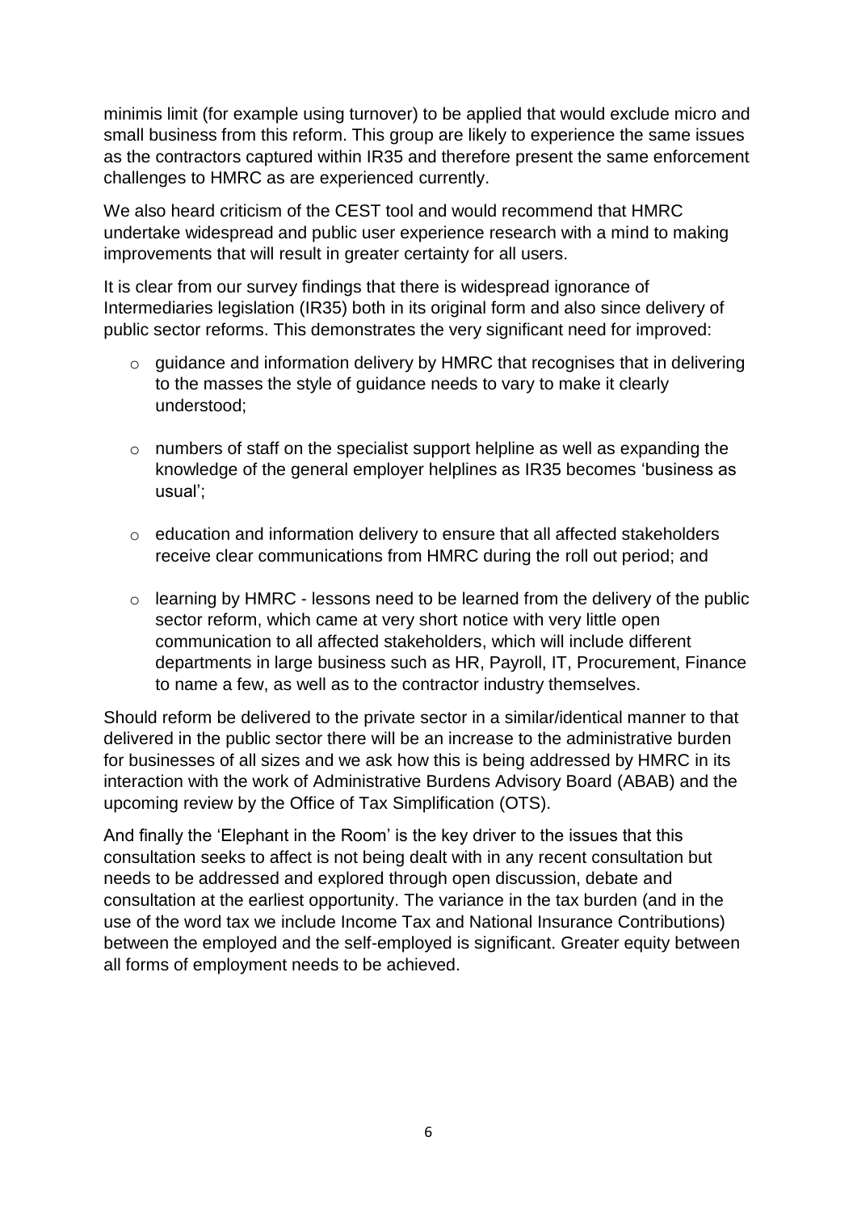minimis limit (for example using turnover) to be applied that would exclude micro and small business from this reform. This group are likely to experience the same issues as the contractors captured within IR35 and therefore present the same enforcement challenges to HMRC as are experienced currently.

We also heard criticism of the CEST tool and would recommend that HMRC undertake widespread and public user experience research with a mind to making improvements that will result in greater certainty for all users.

It is clear from our survey findings that there is widespread ignorance of Intermediaries legislation (IR35) both in its original form and also since delivery of public sector reforms. This demonstrates the very significant need for improved:

- guidance and information delivery by HMRC that recognises that in delivering to the masses the style of guidance needs to vary to make it clearly understood;
- numbers of staff on the specialist support helpline as well as expanding the knowledge of the general employer helplines as IR35 becomes 'business as usual';
- education and information delivery to ensure that all affected stakeholders receive clear communications from HMRC during the roll out period; and
- learning by HMRC - lessons need to be learned from the delivery of the public sector reform, which came at very short notice with very little open communication to all affected stakeholders, which will include different departments in large business such as HR, Payroll, IT, Procurement, Finance to name a few, as well as to the contractor industry themselves.

Should reform be delivered to the private sector in a similar/identical manner to that delivered in the public sector there will be an increase to the administrative burden for businesses of all sizes and we ask how this is being addressed by HMRC in its interaction with the work of Administrative Burdens Advisory Board (ABAB) and the upcoming review by the Office of Tax Simplification (OTS).

And finally the 'Elephant in the Room' is the key driver to the issues that this consultation seeks to affect is not being dealt with in any recent consultation but needs to be addressed and explored through open discussion, debate and consultation at the earliest opportunity. The variance in the tax burden (and in the use of the word tax we include Income Tax and National Insurance Contributions) between the employed and the self-employed is significant. Greater equity between all forms of employment needs to be achieved.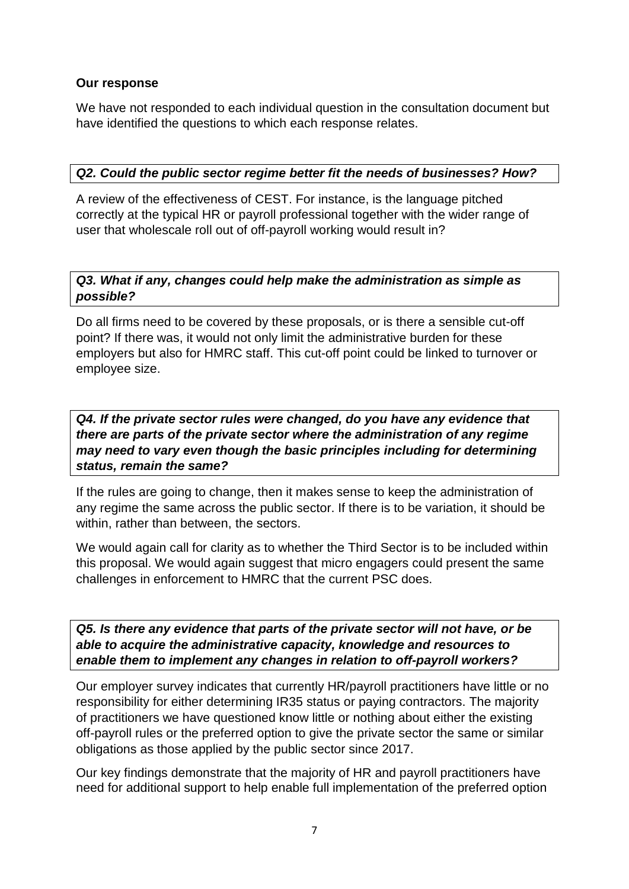**Our response**

We have not responded to each individual question in the consultation document but have identified the questions to which each response relates.

***Q2. Could the public sector regime better fit the needs of businesses? How?***

A review of the effectiveness of CEST. For instance, is the language pitched correctly at the typical HR or payroll professional together with the wider range of user that wholescale roll out of off-payroll working would result in?

***Q3. What if any, changes could help make the administration as simple as possible?***

Do all firms need to be covered by these proposals, or is there a sensible cut-off point? If there was, it would not only limit the administrative burden for these employers but also for HMRC staff. This cut-off point could be linked to turnover or employee size.

***Q4. If the private sector rules were changed, do you have any evidence that there are parts of the private sector where the administration of any regime may need to vary even though the basic principles including for determining status, remain the same?***

If the rules are going to change, then it makes sense to keep the administration of any regime the same across the public sector. If there is to be variation, it should be within, rather than between, the sectors.

We would again call for clarity as to whether the Third Sector is to be included within this proposal. We would again suggest that micro engagers could present the same challenges in enforcement to HMRC that the current PSC does.

***Q5. Is there any evidence that parts of the private sector will not have, or be able to acquire the administrative capacity, knowledge and resources to enable them to implement any changes in relation to off-payroll workers?***

Our employer survey indicates that currently HR/payroll practitioners have little or no responsibility for either determining IR35 status or paying contractors. The majority of practitioners we have questioned know little or nothing about either the existing off-payroll rules or the preferred option to give the private sector the same or similar obligations as those applied by the public sector since 2017.

Our key findings demonstrate that the majority of HR and payroll practitioners have need for additional support to help enable full implementation of the preferred option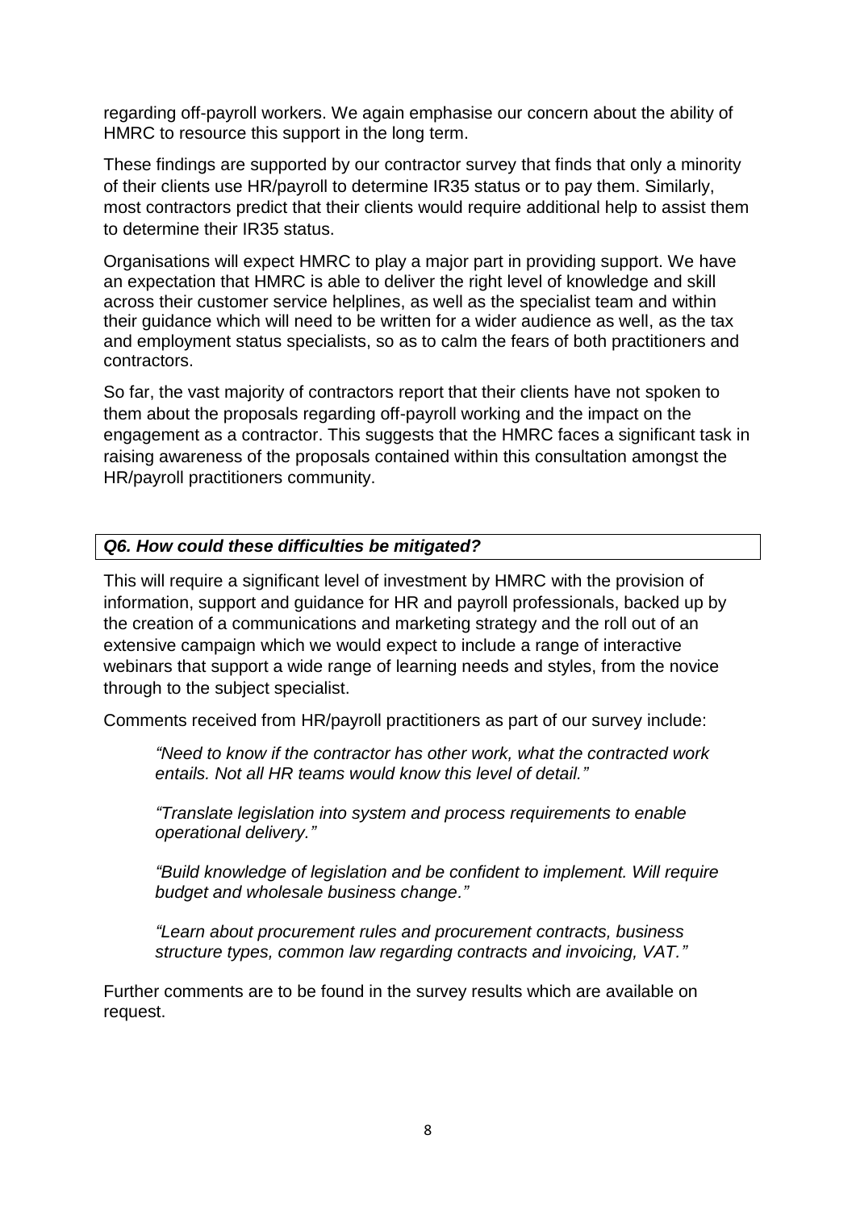regarding off-payroll workers. We again emphasise our concern about the ability of HMRC to resource this support in the long term.

These findings are supported by our contractor survey that finds that only a minority of their clients use HR/payroll to determine IR35 status or to pay them. Similarly, most contractors predict that their clients would require additional help to assist them to determine their IR35 status.

Organisations will expect HMRC to play a major part in providing support. We have an expectation that HMRC is able to deliver the right level of knowledge and skill across their customer service helplines, as well as the specialist team and within their guidance which will need to be written for a wider audience as well, as the tax and employment status specialists, so as to calm the fears of both practitioners and contractors.

So far, the vast majority of contractors report that their clients have not spoken to them about the proposals regarding off-payroll working and the impact on the engagement as a contractor. This suggests that the HMRC faces a significant task in raising awareness of the proposals contained within this consultation amongst the HR/payroll practitioners community.

***Q6. How could these difficulties be mitigated?***

This will require a significant level of investment by HMRC with the provision of information, support and guidance for HR and payroll professionals, backed up by the creation of a communications and marketing strategy and the roll out of an extensive campaign which we would expect to include a range of interactive webinars that support a wide range of learning needs and styles, from the novice through to the subject specialist.

Comments received from HR/payroll practitioners as part of our survey include:

> *"Need to know if the contractor has other work, what the contracted work entails. Not all HR teams would know this level of detail."*
>
> *"Translate legislation into system and process requirements to enable operational delivery."*
>
> *"Build knowledge of legislation and be confident to implement. Will require budget and wholesale business change."*
>
> *"Learn about procurement rules and procurement contracts, business structure types, common law regarding contracts and invoicing, VAT."*

Further comments are to be found in the survey results which are available on request.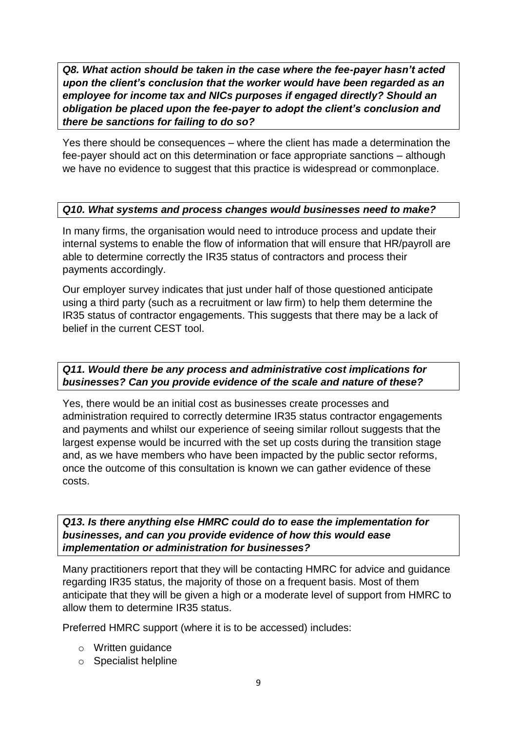***Q8. What action should be taken in the case where the fee-payer hasn't acted upon the client's conclusion that the worker would have been regarded as an employee for income tax and NICs purposes if engaged directly? Should an obligation be placed upon the fee-payer to adopt the client's conclusion and there be sanctions for failing to do so?***

Yes there should be consequences – where the client has made a determination the fee-payer should act on this determination or face appropriate sanctions – although we have no evidence to suggest that this practice is widespread or commonplace.

***Q10. What systems and process changes would businesses need to make?***

In many firms, the organisation would need to introduce process and update their internal systems to enable the flow of information that will ensure that HR/payroll are able to determine correctly the IR35 status of contractors and process their payments accordingly.

Our employer survey indicates that just under half of those questioned anticipate using a third party (such as a recruitment or law firm) to help them determine the IR35 status of contractor engagements. This suggests that there may be a lack of belief in the current CEST tool.

***Q11. Would there be any process and administrative cost implications for businesses? Can you provide evidence of the scale and nature of these?***

Yes, there would be an initial cost as businesses create processes and administration required to correctly determine IR35 status contractor engagements and payments and whilst our experience of seeing similar rollout suggests that the largest expense would be incurred with the set up costs during the transition stage and, as we have members who have been impacted by the public sector reforms, once the outcome of this consultation is known we can gather evidence of these costs.

***Q13. Is there anything else HMRC could do to ease the implementation for businesses, and can you provide evidence of how this would ease implementation or administration for businesses?***

Many practitioners report that they will be contacting HMRC for advice and guidance regarding IR35 status, the majority of those on a frequent basis. Most of them anticipate that they will be given a high or a moderate level of support from HMRC to allow them to determine IR35 status.

Preferred HMRC support (where it is to be accessed) includes:

- Written guidance
- Specialist helpline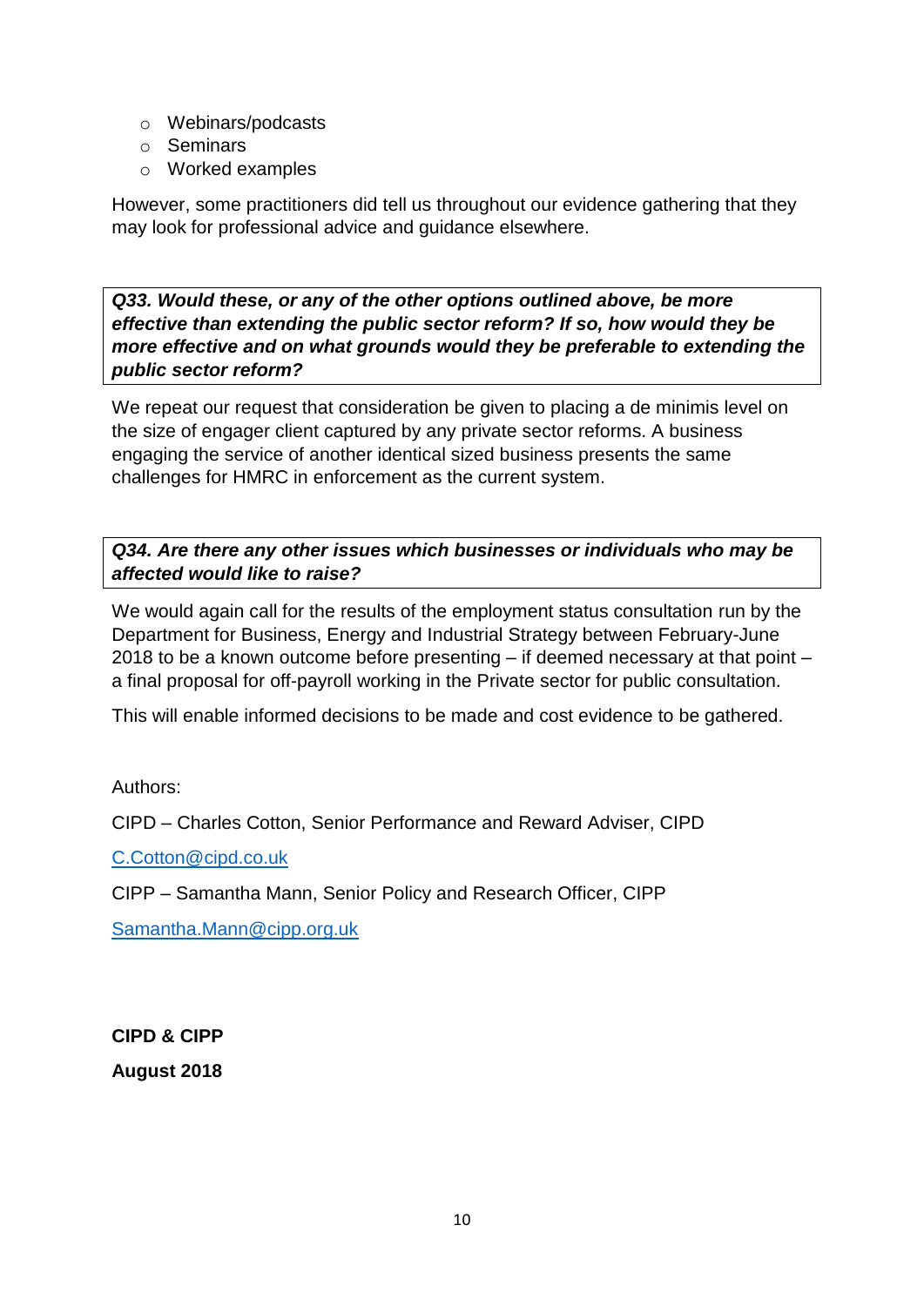- Webinars/podcasts
- Seminars
- Worked examples

However, some practitioners did tell us throughout our evidence gathering that they may look for professional advice and guidance elsewhere.

***Q33. Would these, or any of the other options outlined above, be more effective than extending the public sector reform? If so, how would they be more effective and on what grounds would they be preferable to extending the public sector reform?***

We repeat our request that consideration be given to placing a de minimis level on the size of engager client captured by any private sector reforms. A business engaging the service of another identical sized business presents the same challenges for HMRC in enforcement as the current system.

***Q34. Are there any other issues which businesses or individuals who may be affected would like to raise?***

We would again call for the results of the employment status consultation run by the Department for Business, Energy and Industrial Strategy between February-June 2018 to be a known outcome before presenting – if deemed necessary at that point – a final proposal for off-payroll working in the Private sector for public consultation.

This will enable informed decisions to be made and cost evidence to be gathered.

Authors:

CIPD – Charles Cotton, Senior Performance and Reward Adviser, CIPD

C.Cotton@cipd.co.uk

CIPP – Samantha Mann, Senior Policy and Research Officer, CIPP

Samantha.Mann@cipp.org.uk

**CIPD & CIPP**

**August 2018**